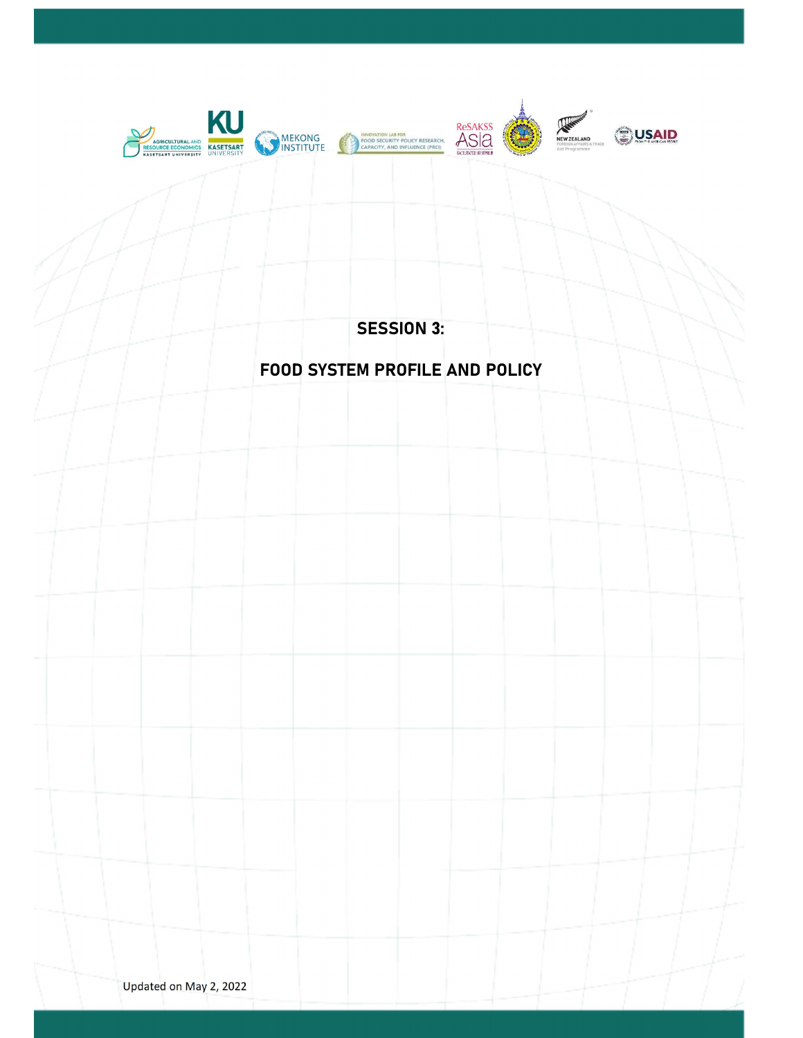# SESSION 3:

# FOOD SYSTEM PROFILE AND POLICY

Updated on May 2, 2022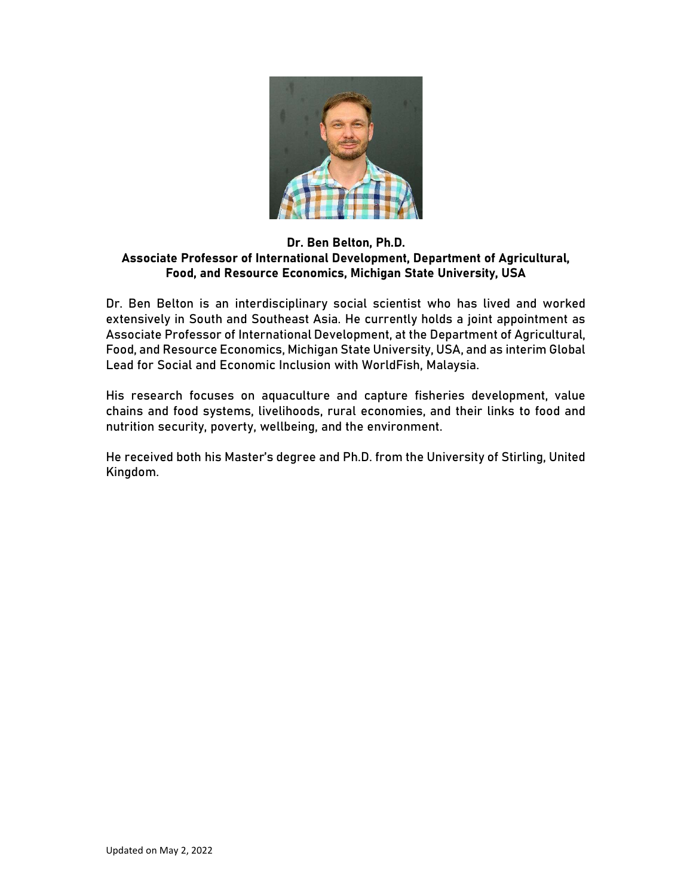**Dr. Ben Belton, Ph.D.**
**Associate Professor of International Development, Department of Agricultural, Food, and Resource Economics, Michigan State University, USA**

Dr. Ben Belton is an interdisciplinary social scientist who has lived and worked extensively in South and Southeast Asia. He currently holds a joint appointment as Associate Professor of International Development, at the Department of Agricultural, Food, and Resource Economics, Michigan State University, USA, and as interim Global Lead for Social and Economic Inclusion with WorldFish, Malaysia.

His research focuses on aquaculture and capture fisheries development, value chains and food systems, livelihoods, rural economies, and their links to food and nutrition security, poverty, wellbeing, and the environment.

He received both his Master's degree and Ph.D. from the University of Stirling, United Kingdom.

Updated on May 2, 2022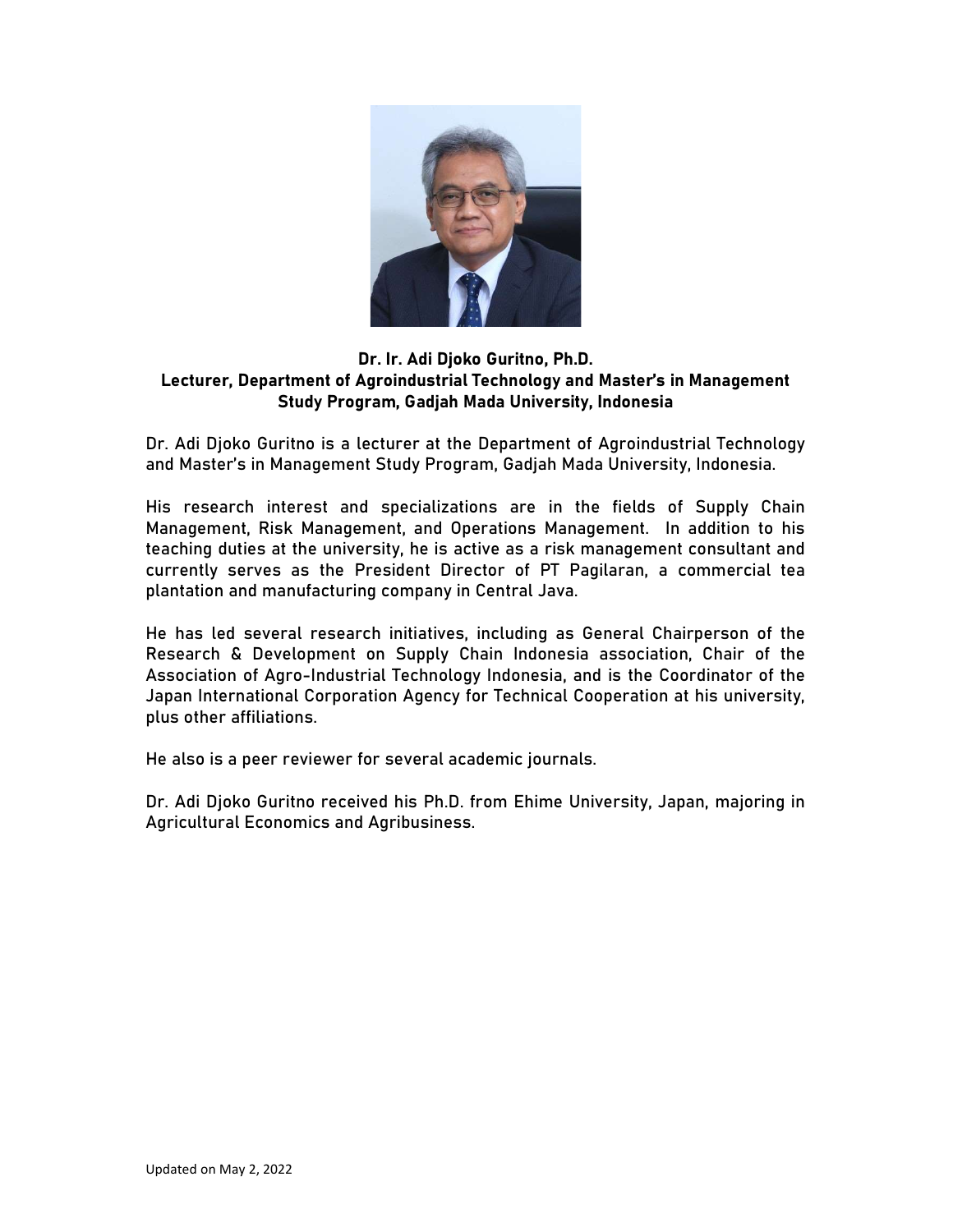**Dr. Ir. Adi Djoko Guritno, Ph.D.**
**Lecturer, Department of Agroindustrial Technology and Master's in Management Study Program, Gadjah Mada University, Indonesia**

Dr. Adi Djoko Guritno is a lecturer at the Department of Agroindustrial Technology and Master's in Management Study Program, Gadjah Mada University, Indonesia.

His research interest and specializations are in the fields of Supply Chain Management, Risk Management, and Operations Management. In addition to his teaching duties at the university, he is active as a risk management consultant and currently serves as the President Director of PT Pagilaran, a commercial tea plantation and manufacturing company in Central Java.

He has led several research initiatives, including as General Chairperson of the Research & Development on Supply Chain Indonesia association, Chair of the Association of Agro-Industrial Technology Indonesia, and is the Coordinator of the Japan International Corporation Agency for Technical Cooperation at his university, plus other affiliations.

He also is a peer reviewer for several academic journals.

Dr. Adi Djoko Guritno received his Ph.D. from Ehime University, Japan, majoring in Agricultural Economics and Agribusiness.

Updated on May 2, 2022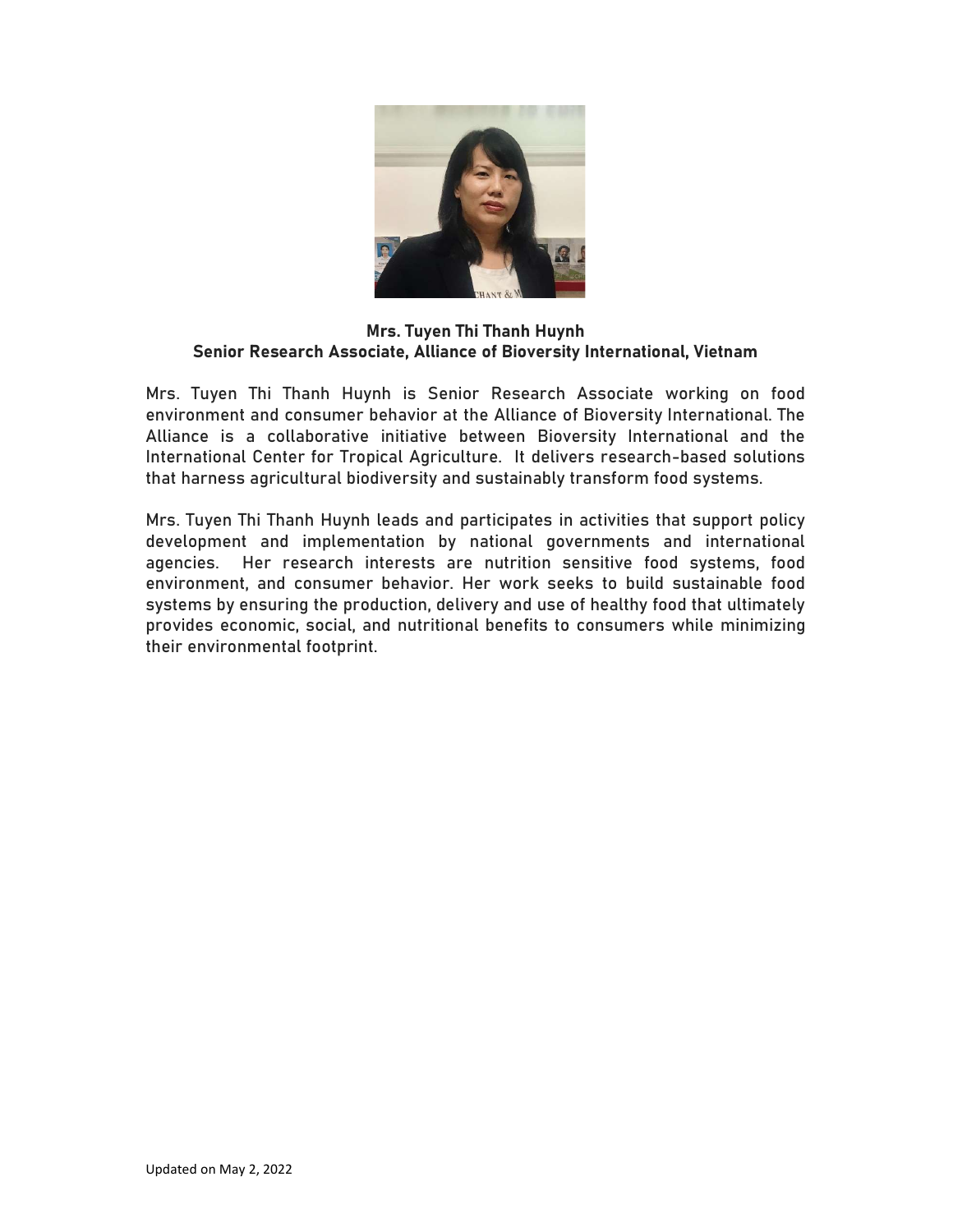**Mrs. Tuyen Thi Thanh Huynh**
**Senior Research Associate, Alliance of Bioversity International, Vietnam**

Mrs. Tuyen Thi Thanh Huynh is Senior Research Associate working on food environment and consumer behavior at the Alliance of Bioversity International. The Alliance is a collaborative initiative between Bioversity International and the International Center for Tropical Agriculture. It delivers research-based solutions that harness agricultural biodiversity and sustainably transform food systems.

Mrs. Tuyen Thi Thanh Huynh leads and participates in activities that support policy development and implementation by national governments and international agencies. Her research interests are nutrition sensitive food systems, food environment, and consumer behavior. Her work seeks to build sustainable food systems by ensuring the production, delivery and use of healthy food that ultimately provides economic, social, and nutritional benefits to consumers while minimizing their environmental footprint.

Updated on May 2, 2022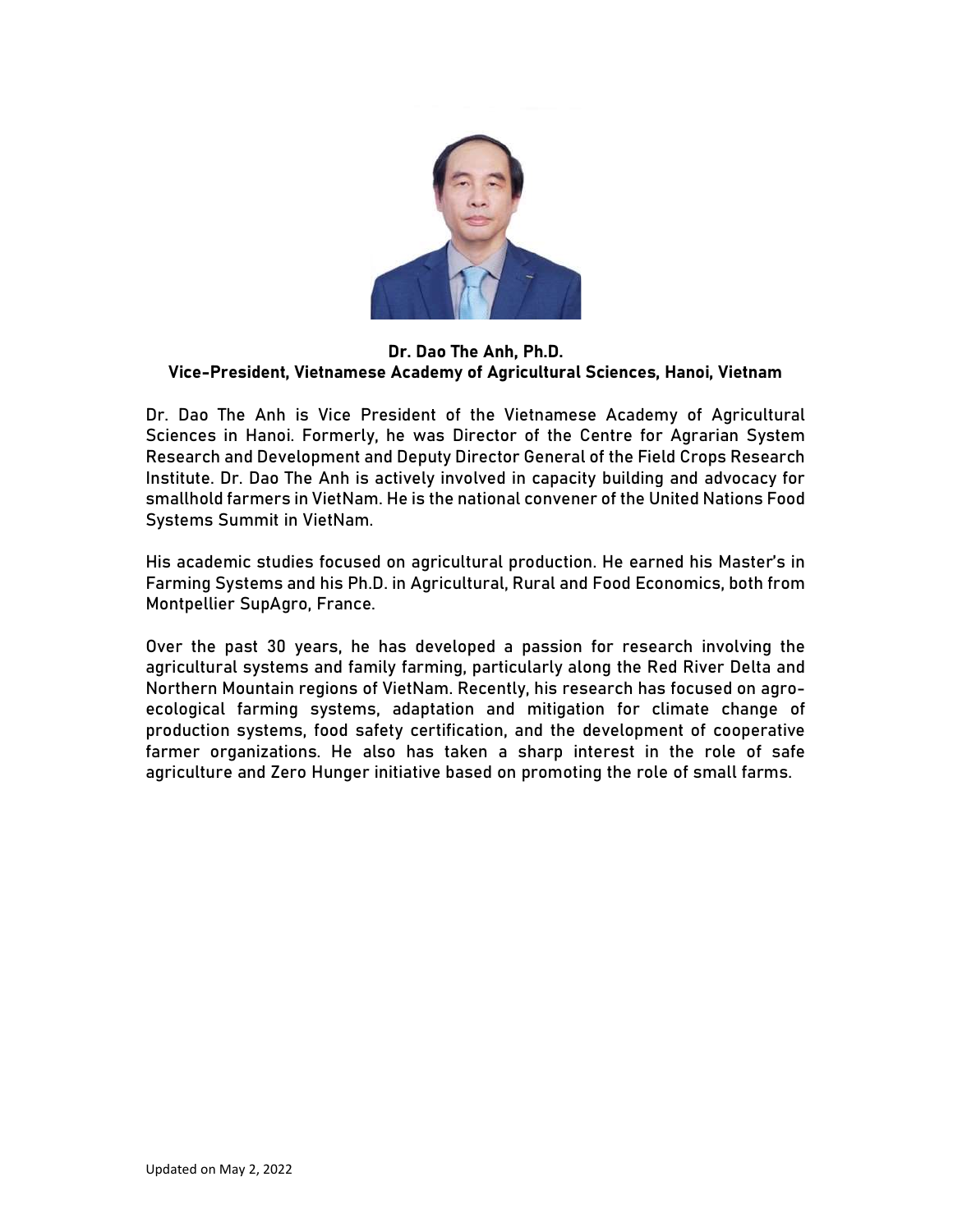**Dr. Dao The Anh, Ph.D.**
**Vice-President, Vietnamese Academy of Agricultural Sciences, Hanoi, Vietnam**

Dr. Dao The Anh is Vice President of the Vietnamese Academy of Agricultural Sciences in Hanoi. Formerly, he was Director of the Centre for Agrarian System Research and Development and Deputy Director General of the Field Crops Research Institute. Dr. Dao The Anh is actively involved in capacity building and advocacy for smallhold farmers in VietNam. He is the national convener of the United Nations Food Systems Summit in VietNam.

His academic studies focused on agricultural production. He earned his Master's in Farming Systems and his Ph.D. in Agricultural, Rural and Food Economics, both from Montpellier SupAgro, France.

Over the past 30 years, he has developed a passion for research involving the agricultural systems and family farming, particularly along the Red River Delta and Northern Mountain regions of VietNam. Recently, his research has focused on agro-ecological farming systems, adaptation and mitigation for climate change of production systems, food safety certification, and the development of cooperative farmer organizations. He also has taken a sharp interest in the role of safe agriculture and Zero Hunger initiative based on promoting the role of small farms.

Updated on May 2, 2022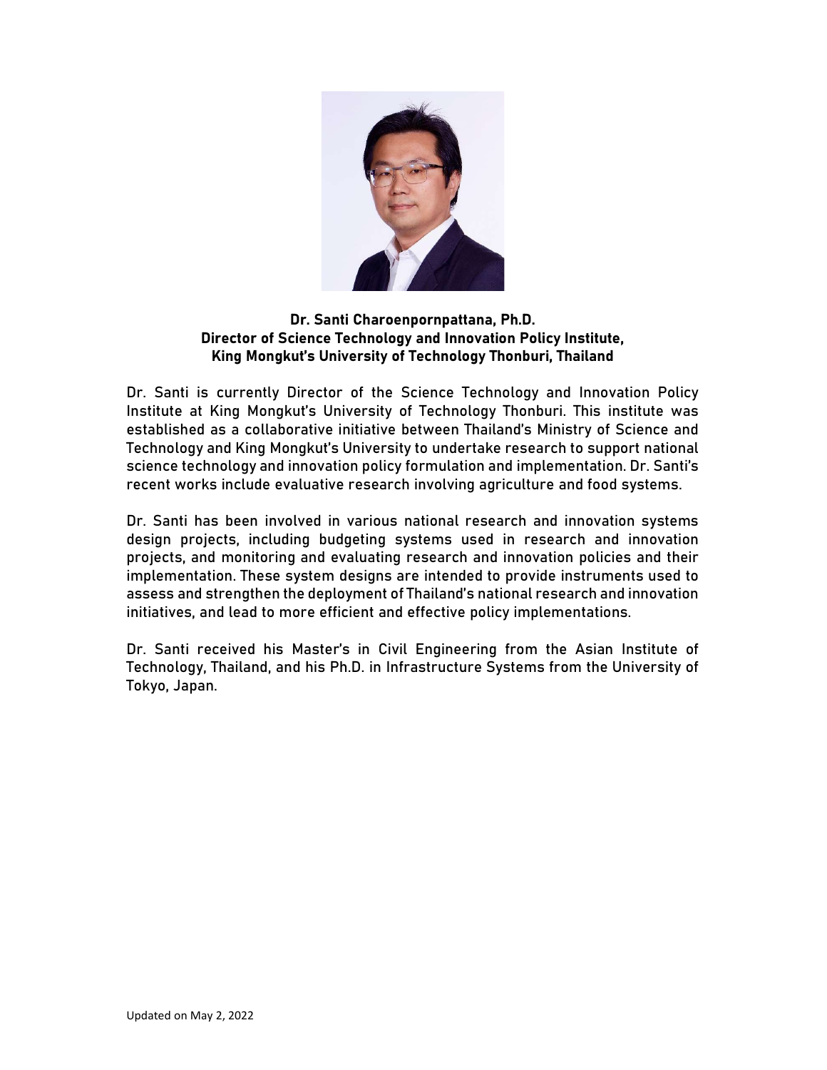**Dr. Santi Charoenpornpattana, Ph.D.**
**Director of Science Technology and Innovation Policy Institute,**
**King Mongkut's University of Technology Thonburi, Thailand**

Dr. Santi is currently Director of the Science Technology and Innovation Policy Institute at King Mongkut's University of Technology Thonburi. This institute was established as a collaborative initiative between Thailand's Ministry of Science and Technology and King Mongkut's University to undertake research to support national science technology and innovation policy formulation and implementation. Dr. Santi's recent works include evaluative research involving agriculture and food systems.

Dr. Santi has been involved in various national research and innovation systems design projects, including budgeting systems used in research and innovation projects, and monitoring and evaluating research and innovation policies and their implementation. These system designs are intended to provide instruments used to assess and strengthen the deployment of Thailand's national research and innovation initiatives, and lead to more efficient and effective policy implementations.

Dr. Santi received his Master's in Civil Engineering from the Asian Institute of Technology, Thailand, and his Ph.D. in Infrastructure Systems from the University of Tokyo, Japan.

Updated on May 2, 2022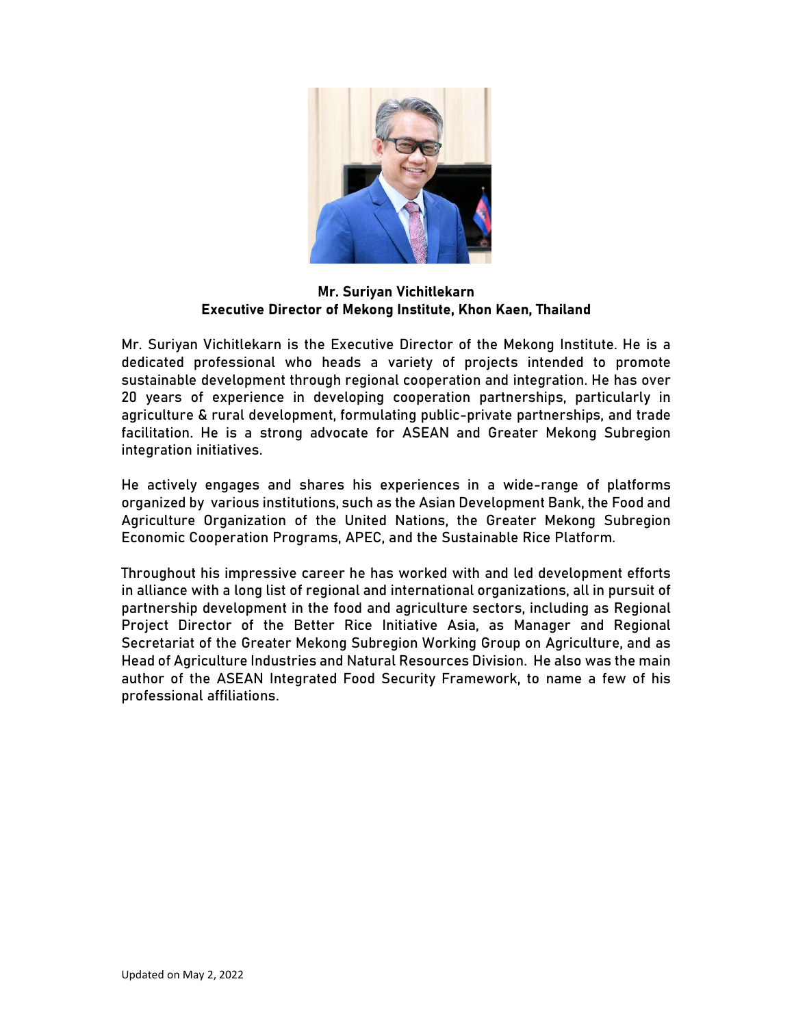**Mr. Suriyan Vichitlekarn**
**Executive Director of Mekong Institute, Khon Kaen, Thailand**

Mr. Suriyan Vichitlekarn is the Executive Director of the Mekong Institute. He is a dedicated professional who heads a variety of projects intended to promote sustainable development through regional cooperation and integration. He has over 20 years of experience in developing cooperation partnerships, particularly in agriculture & rural development, formulating public-private partnerships, and trade facilitation. He is a strong advocate for ASEAN and Greater Mekong Subregion integration initiatives.

He actively engages and shares his experiences in a wide-range of platforms organized by various institutions, such as the Asian Development Bank, the Food and Agriculture Organization of the United Nations, the Greater Mekong Subregion Economic Cooperation Programs, APEC, and the Sustainable Rice Platform.

Throughout his impressive career he has worked with and led development efforts in alliance with a long list of regional and international organizations, all in pursuit of partnership development in the food and agriculture sectors, including as Regional Project Director of the Better Rice Initiative Asia, as Manager and Regional Secretariat of the Greater Mekong Subregion Working Group on Agriculture, and as Head of Agriculture Industries and Natural Resources Division. He also was the main author of the ASEAN Integrated Food Security Framework, to name a few of his professional affiliations.

Updated on May 2, 2022